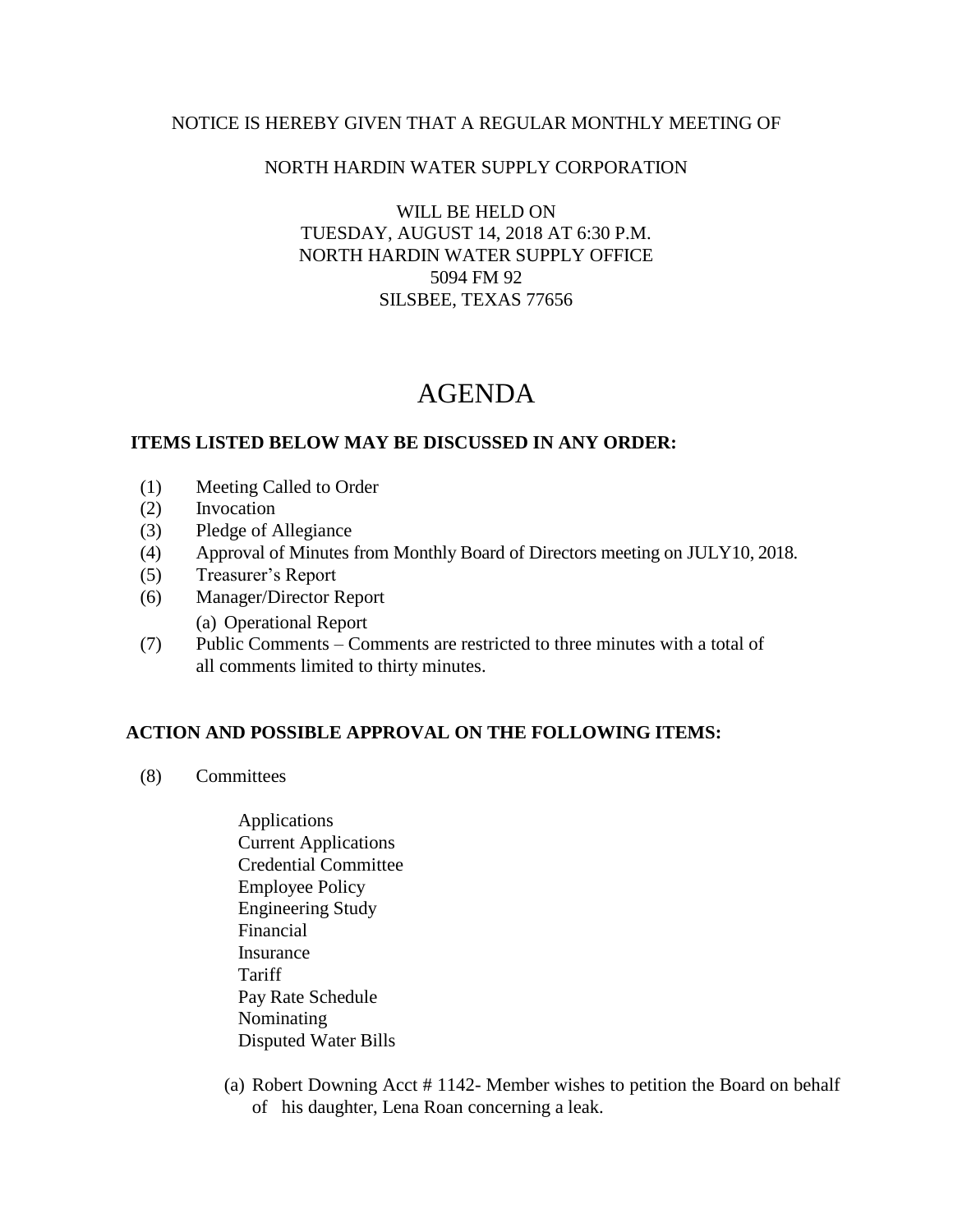NOTICE IS HEREBY GIVEN THAT A REGULAR MONTHLY MEETING OF

NORTH HARDIN WATER SUPPLY CORPORATION

WILL BE HELD ON
TUESDAY, AUGUST 14, 2018 AT 6:30 P.M.
NORTH HARDIN WATER SUPPLY OFFICE
5094 FM 92
SILSBEE, TEXAS 77656

# AGENDA

**ITEMS LISTED BELOW MAY BE DISCUSSED IN ANY ORDER:**

(1) Meeting Called to Order
(2) Invocation
(3) Pledge of Allegiance
(4) Approval of Minutes from Monthly Board of Directors meeting on JULY10, 2018.
(5) Treasurer's Report
(6) Manager/Director Report
    (a) Operational Report
(7) Public Comments – Comments are restricted to three minutes with a total of all comments limited to thirty minutes.

**ACTION AND POSSIBLE APPROVAL ON THE FOLLOWING ITEMS:**

(8) Committees

Applications
Current Applications
Credential Committee
Employee Policy
Engineering Study
Financial
Insurance
Tariff
Pay Rate Schedule
Nominating
Disputed Water Bills

(a) Robert Downing Acct # 1142- Member wishes to petition the Board on behalf of his daughter, Lena Roan concerning a leak.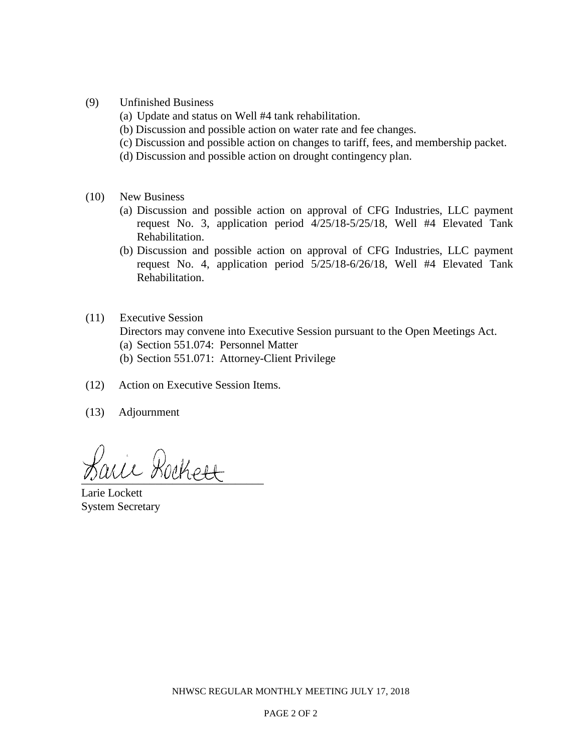(9) Unfinished Business

(a) Update and status on Well #4 tank rehabilitation.

(b) Discussion and possible action on water rate and fee changes.

(c) Discussion and possible action on changes to tariff, fees, and membership packet.

(d) Discussion and possible action on drought contingency plan.

(10) New Business

(a) Discussion and possible action on approval of CFG Industries, LLC payment request No. 3, application period 4/25/18-5/25/18, Well #4 Elevated Tank Rehabilitation.

(b) Discussion and possible action on approval of CFG Industries, LLC payment request No. 4, application period 5/25/18-6/26/18, Well #4 Elevated Tank Rehabilitation.

(11) Executive Session

Directors may convene into Executive Session pursuant to the Open Meetings Act.

(a) Section 551.074: Personnel Matter

(b) Section 551.071: Attorney-Client Privilege

(12) Action on Executive Session Items.

(13) Adjournment

Larie Lockett

Larie Lockett
System Secretary